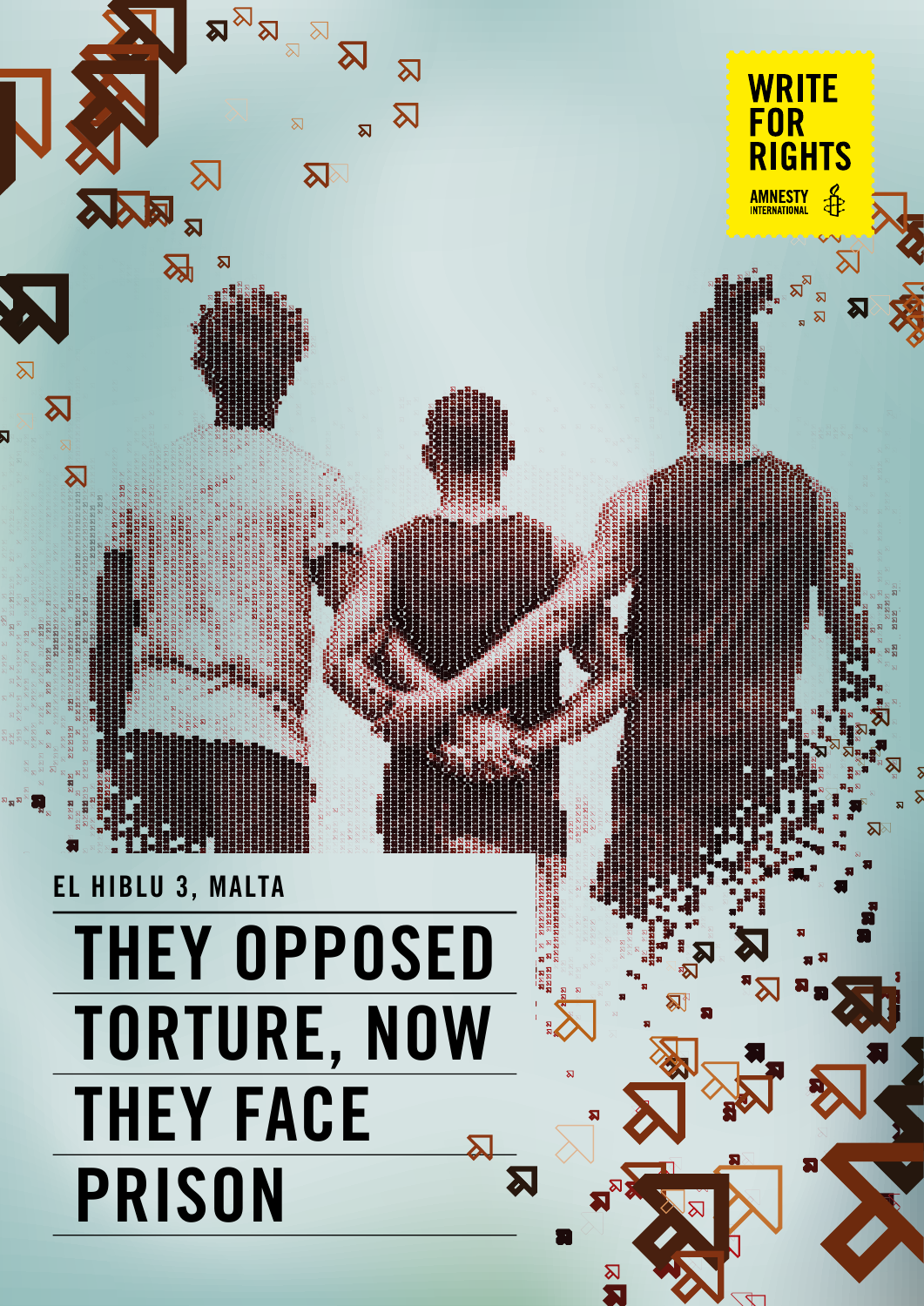WRITE FOR RIGHTS

AMNESTY INTERNATIONAL

EL HIBLU 3, MALTA

# THEY OPPOSED TORTURE, NOW THEY FACE PRISON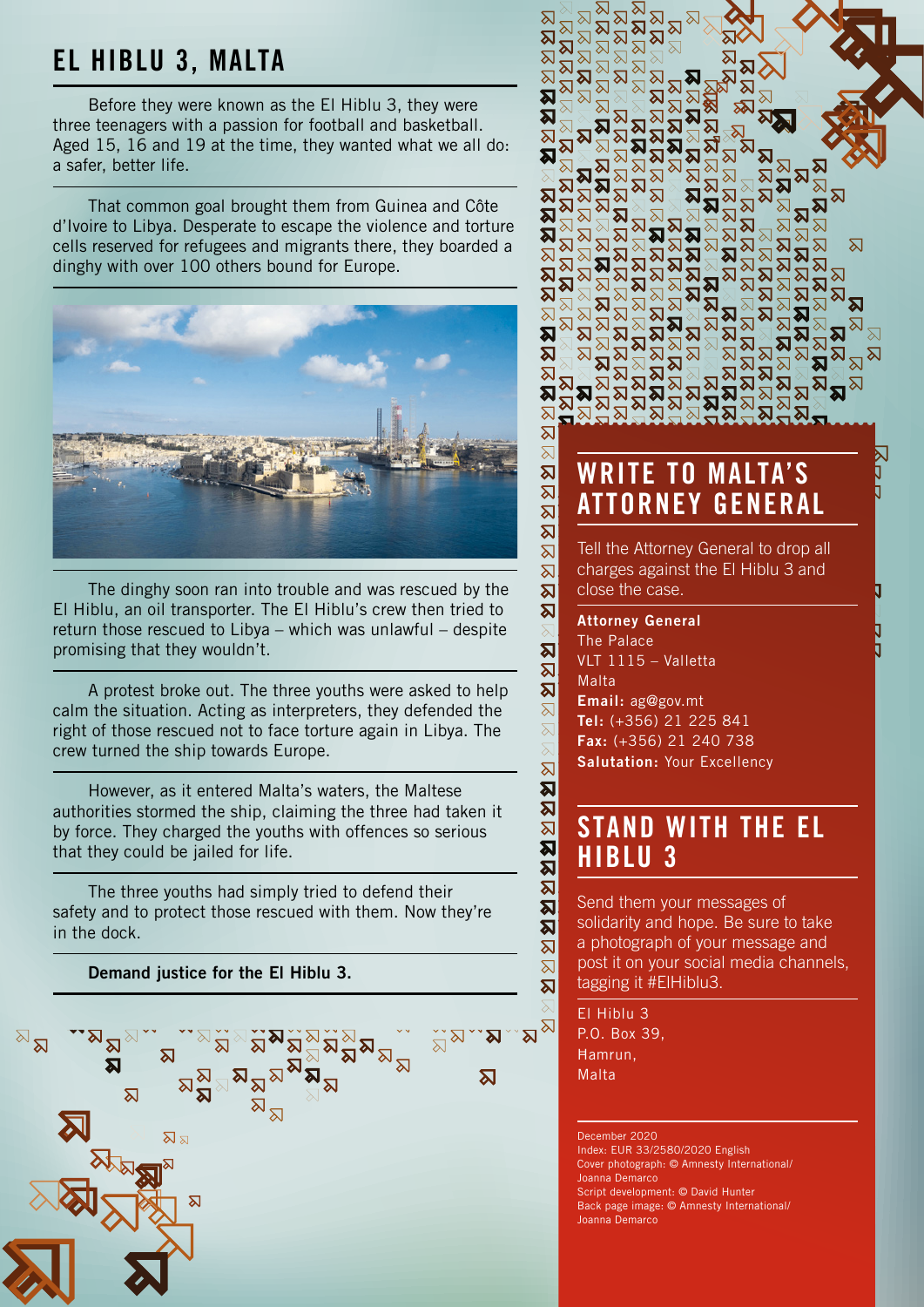## EL HIBLU 3, MALTA

Before they were known as the El Hiblu 3, they were three teenagers with a passion for football and basketball. Aged 15, 16 and 19 at the time, they wanted what we all do: a safer, better life.

That common goal brought them from Guinea and Côte d'Ivoire to Libya. Desperate to escape the violence and torture cells reserved for refugees and migrants there, they boarded a dinghy with over 100 others bound for Europe.

The dinghy soon ran into trouble and was rescued by the El Hiblu, an oil transporter. The El Hiblu's crew then tried to return those rescued to Libya – which was unlawful – despite promising that they wouldn't.

A protest broke out. The three youths were asked to help calm the situation. Acting as interpreters, they defended the right of those rescued not to face torture again in Libya. The crew turned the ship towards Europe.

However, as it entered Malta's waters, the Maltese authorities stormed the ship, claiming the three had taken it by force. They charged the youths with offences so serious that they could be jailed for life.

The three youths had simply tried to defend their safety and to protect those rescued with them. Now they're in the dock.

**Demand justice for the El Hiblu 3.**

## WRITE TO MALTA'S ATTORNEY GENERAL

Tell the Attorney General to drop all charges against the El Hiblu 3 and close the case.

**Attorney General**
The Palace
VLT 1115 – Valletta
Malta
**Email:** ag@gov.mt
**Tel:** (+356) 21 225 841
**Fax:** (+356) 21 240 738
**Salutation:** Your Excellency

## STAND WITH THE EL HIBLU 3

Send them your messages of solidarity and hope. Be sure to take a photograph of your message and post it on your social media channels, tagging it #ElHiblu3.

El Hiblu 3
P.O. Box 39,
Hamrun,
Malta

December 2020
Index: EUR 33/2580/2020 English
Cover photograph: © Amnesty International/ Joanna Demarco
Script development: © David Hunter
Back page image: © Amnesty International/ Joanna Demarco